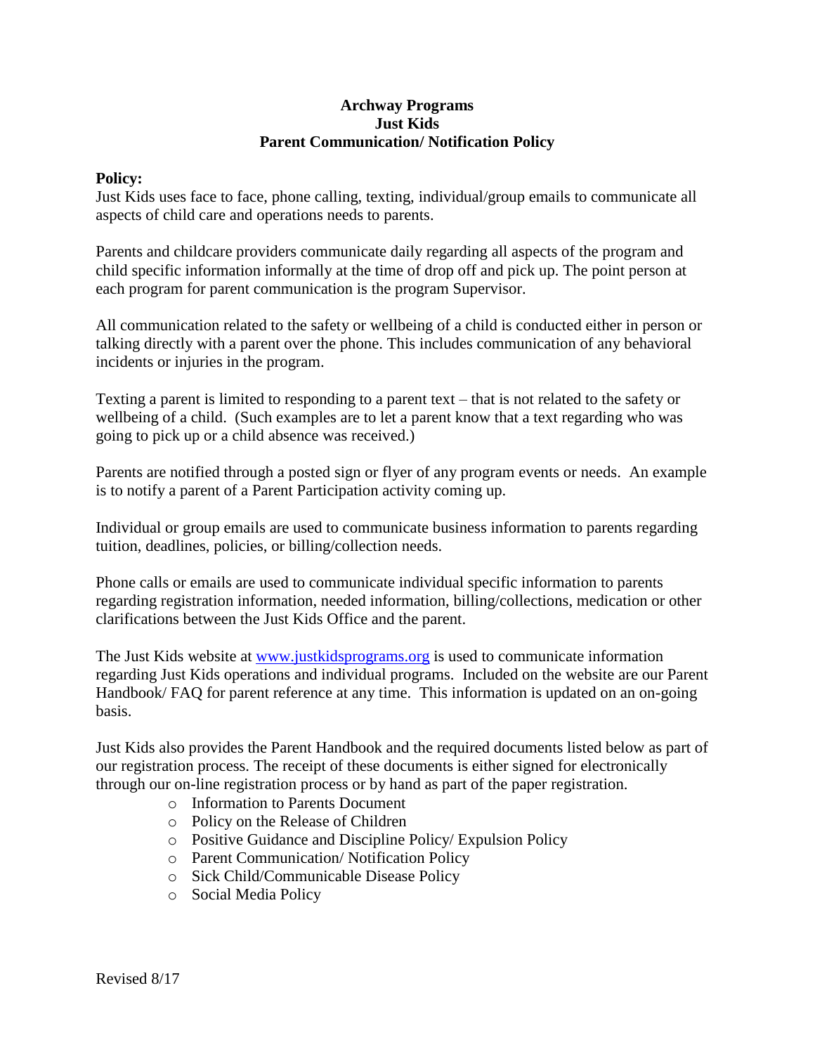# Archway Programs
# Just Kids
# Parent Communication/ Notification Policy

**Policy:**

Just Kids uses face to face, phone calling, texting, individual/group emails to communicate all aspects of child care and operations needs to parents.

Parents and childcare providers communicate daily regarding all aspects of the program and child specific information informally at the time of drop off and pick up. The point person at each program for parent communication is the program Supervisor.

All communication related to the safety or wellbeing of a child is conducted either in person or talking directly with a parent over the phone. This includes communication of any behavioral incidents or injuries in the program.

Texting a parent is limited to responding to a parent text – that is not related to the safety or wellbeing of a child. (Such examples are to let a parent know that a text regarding who was going to pick up or a child absence was received.)

Parents are notified through a posted sign or flyer of any program events or needs. An example is to notify a parent of a Parent Participation activity coming up.

Individual or group emails are used to communicate business information to parents regarding tuition, deadlines, policies, or billing/collection needs.

Phone calls or emails are used to communicate individual specific information to parents regarding registration information, needed information, billing/collections, medication or other clarifications between the Just Kids Office and the parent.

The Just Kids website at [www.justkidsprograms.org](http://www.justkidsprograms.org) is used to communicate information regarding Just Kids operations and individual programs. Included on the website are our Parent Handbook/ FAQ for parent reference at any time. This information is updated on an on-going basis.

Just Kids also provides the Parent Handbook and the required documents listed below as part of our registration process. The receipt of these documents is either signed for electronically through our on-line registration process or by hand as part of the paper registration.

- Information to Parents Document
- Policy on the Release of Children
- Positive Guidance and Discipline Policy/ Expulsion Policy
- Parent Communication/ Notification Policy
- Sick Child/Communicable Disease Policy
- Social Media Policy

Revised 8/17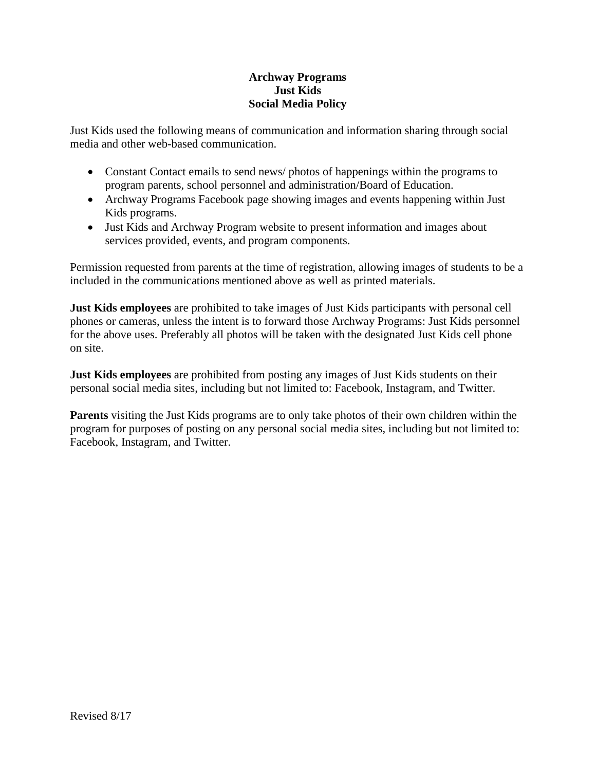**Archway Programs**
**Just Kids**
**Social Media Policy**

Just Kids used the following means of communication and information sharing through social media and other web-based communication.

- Constant Contact emails to send news/ photos of happenings within the programs to program parents, school personnel and administration/Board of Education.
- Archway Programs Facebook page showing images and events happening within Just Kids programs.
- Just Kids and Archway Program website to present information and images about services provided, events, and program components.

Permission requested from parents at the time of registration, allowing images of students to be a included in the communications mentioned above as well as printed materials.

**Just Kids employees** are prohibited to take images of Just Kids participants with personal cell phones or cameras, unless the intent is to forward those Archway Programs: Just Kids personnel for the above uses. Preferably all photos will be taken with the designated Just Kids cell phone on site.

**Just Kids employees** are prohibited from posting any images of Just Kids students on their personal social media sites, including but not limited to: Facebook, Instagram, and Twitter.

**Parents** visiting the Just Kids programs are to only take photos of their own children within the program for purposes of posting on any personal social media sites, including but not limited to: Facebook, Instagram, and Twitter.

Revised 8/17